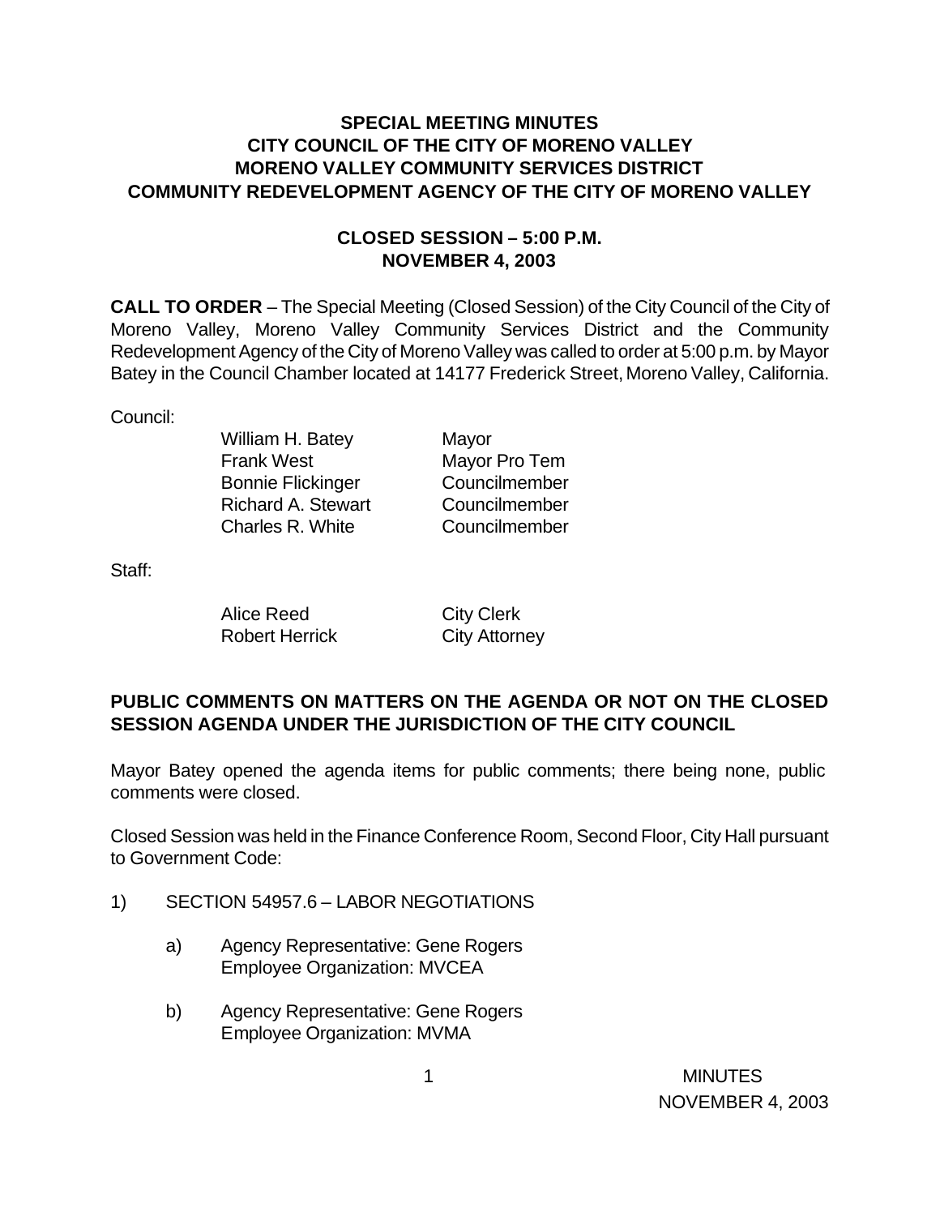# SPECIAL MEETING MINUTES
# CITY COUNCIL OF THE CITY OF MORENO VALLEY
# MORENO VALLEY COMMUNITY SERVICES DISTRICT
# COMMUNITY REDEVELOPMENT AGENCY OF THE CITY OF MORENO VALLEY

## CLOSED SESSION – 5:00 P.M.
## NOVEMBER 4, 2003

**CALL TO ORDER** – The Special Meeting (Closed Session) of the City Council of the City of Moreno Valley, Moreno Valley Community Services District and the Community Redevelopment Agency of the City of Moreno Valley was called to order at 5:00 p.m. by Mayor Batey in the Council Chamber located at 14177 Frederick Street, Moreno Valley, California.

Council:

| | |
|---|---|
| William H. Batey | Mayor |
| Frank West | Mayor Pro Tem |
| Bonnie Flickinger | Councilmember |
| Richard A. Stewart | Councilmember |
| Charles R. White | Councilmember |

Staff:

| | |
|---|---|
| Alice Reed | City Clerk |
| Robert Herrick | City Attorney |

**PUBLIC COMMENTS ON MATTERS ON THE AGENDA OR NOT ON THE CLOSED SESSION AGENDA UNDER THE JURISDICTION OF THE CITY COUNCIL**

Mayor Batey opened the agenda items for public comments; there being none, public comments were closed.

Closed Session was held in the Finance Conference Room, Second Floor, City Hall pursuant to Government Code:

1) SECTION 54957.6 – LABOR NEGOTIATIONS

   a) Agency Representative: Gene Rogers
      Employee Organization: MVCEA

   b) Agency Representative: Gene Rogers
      Employee Organization: MVMA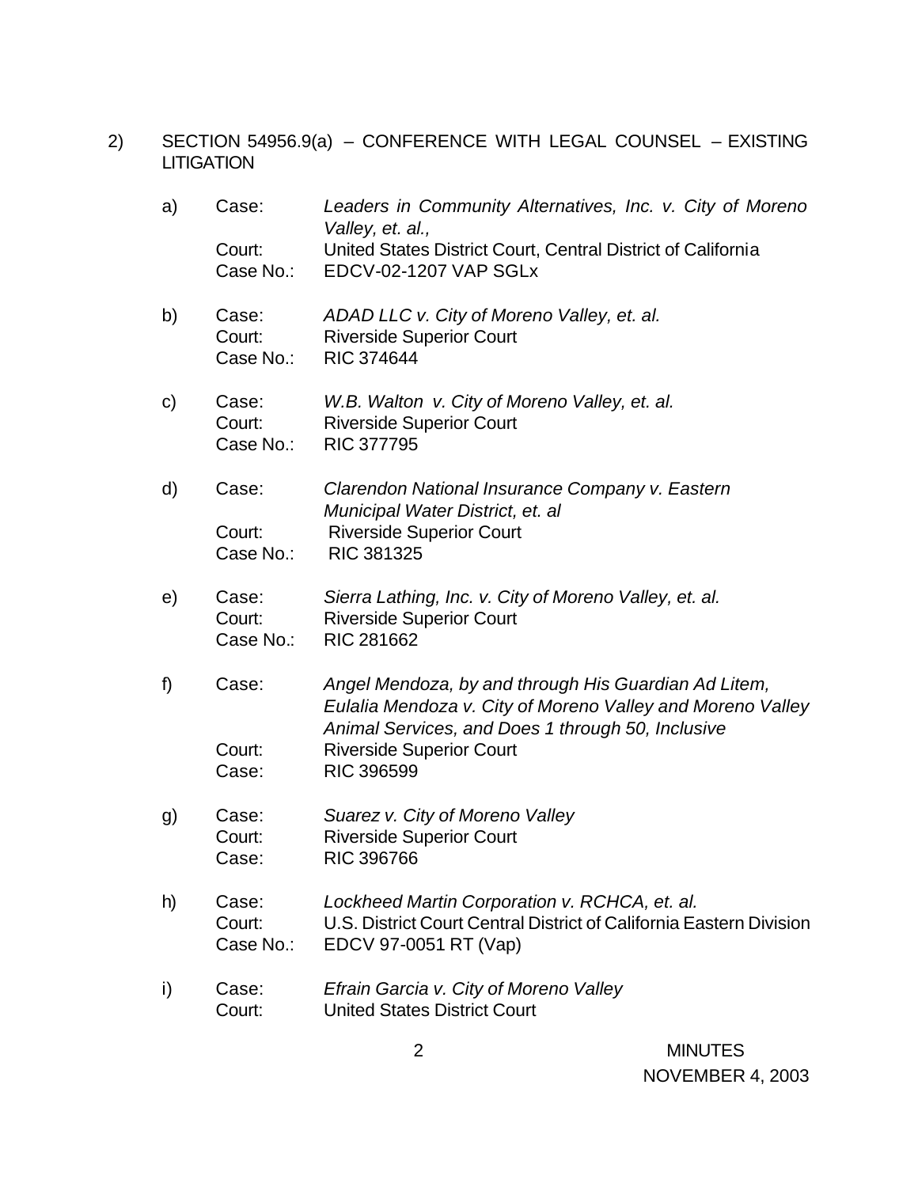2) SECTION 54956.9(a) – CONFERENCE WITH LEGAL COUNSEL – EXISTING LITIGATION

a) Case: *Leaders in Community Alternatives, Inc. v. City of Moreno Valley, et. al.,*
   Court: United States District Court, Central District of California
   Case No.: EDCV-02-1207 VAP SGLx

b) Case: *ADAD LLC v. City of Moreno Valley, et. al.*
   Court: Riverside Superior Court
   Case No.: RIC 374644

c) Case: *W.B. Walton v. City of Moreno Valley, et. al.*
   Court: Riverside Superior Court
   Case No.: RIC 377795

d) Case: *Clarendon National Insurance Company v. Eastern Municipal Water District, et. al*
   Court: Riverside Superior Court
   Case No.: RIC 381325

e) Case: *Sierra Lathing, Inc. v. City of Moreno Valley, et. al.*
   Court: Riverside Superior Court
   Case No.: RIC 281662

f) Case: *Angel Mendoza, by and through His Guardian Ad Litem, Eulalia Mendoza v. City of Moreno Valley and Moreno Valley Animal Services, and Does 1 through 50, Inclusive*
   Court: Riverside Superior Court
   Case: RIC 396599

g) Case: *Suarez v. City of Moreno Valley*
   Court: Riverside Superior Court
   Case: RIC 396766

h) Case: *Lockheed Martin Corporation v. RCHCA, et. al.*
   Court: U.S. District Court Central District of California Eastern Division
   Case No.: EDCV 97-0051 RT (Vap)

i) Case: *Efrain Garcia v. City of Moreno Valley*
   Court: United States District Court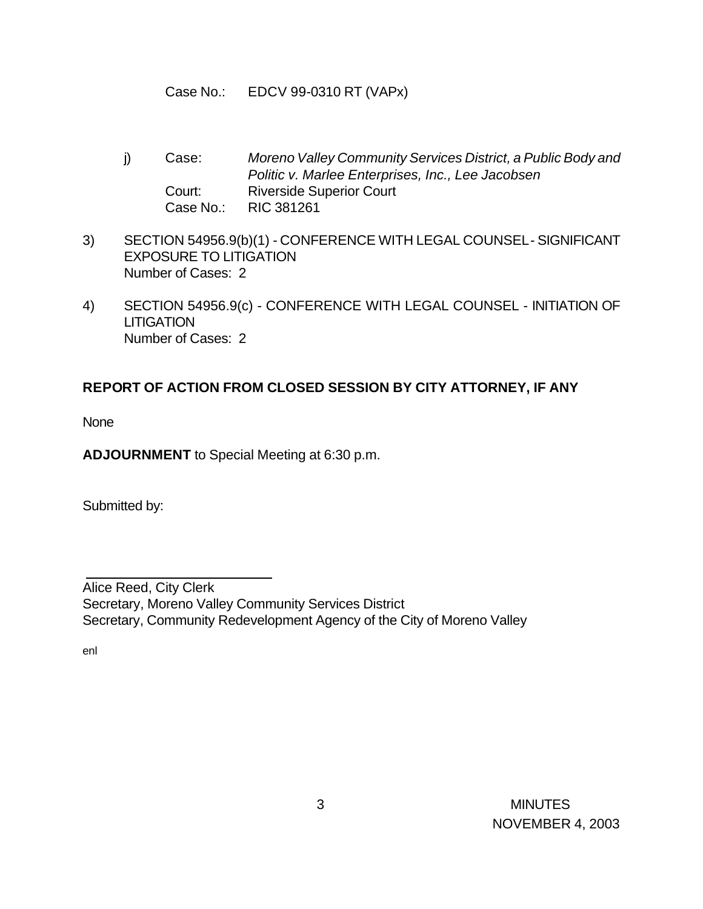Case No.: EDCV 99-0310 RT (VAPx)

j) Case: *Moreno Valley Community Services District, a Public Body and Politic v. Marlee Enterprises, Inc., Lee Jacobsen*
Court: Riverside Superior Court
Case No.: RIC 381261

3) SECTION 54956.9(b)(1) - CONFERENCE WITH LEGAL COUNSEL - SIGNIFICANT EXPOSURE TO LITIGATION
Number of Cases: 2

4) SECTION 54956.9(c) - CONFERENCE WITH LEGAL COUNSEL - INITIATION OF LITIGATION
Number of Cases: 2

**REPORT OF ACTION FROM CLOSED SESSION BY CITY ATTORNEY, IF ANY**

None

**ADJOURNMENT** to Special Meeting at 6:30 p.m.

Submitted by:

\_\_\_\_\_\_\_\_\_\_\_\_\_\_\_\_\_\_\_\_\_\_\_\_\_\_

Alice Reed, City Clerk
Secretary, Moreno Valley Community Services District
Secretary, Community Redevelopment Agency of the City of Moreno Valley

enl